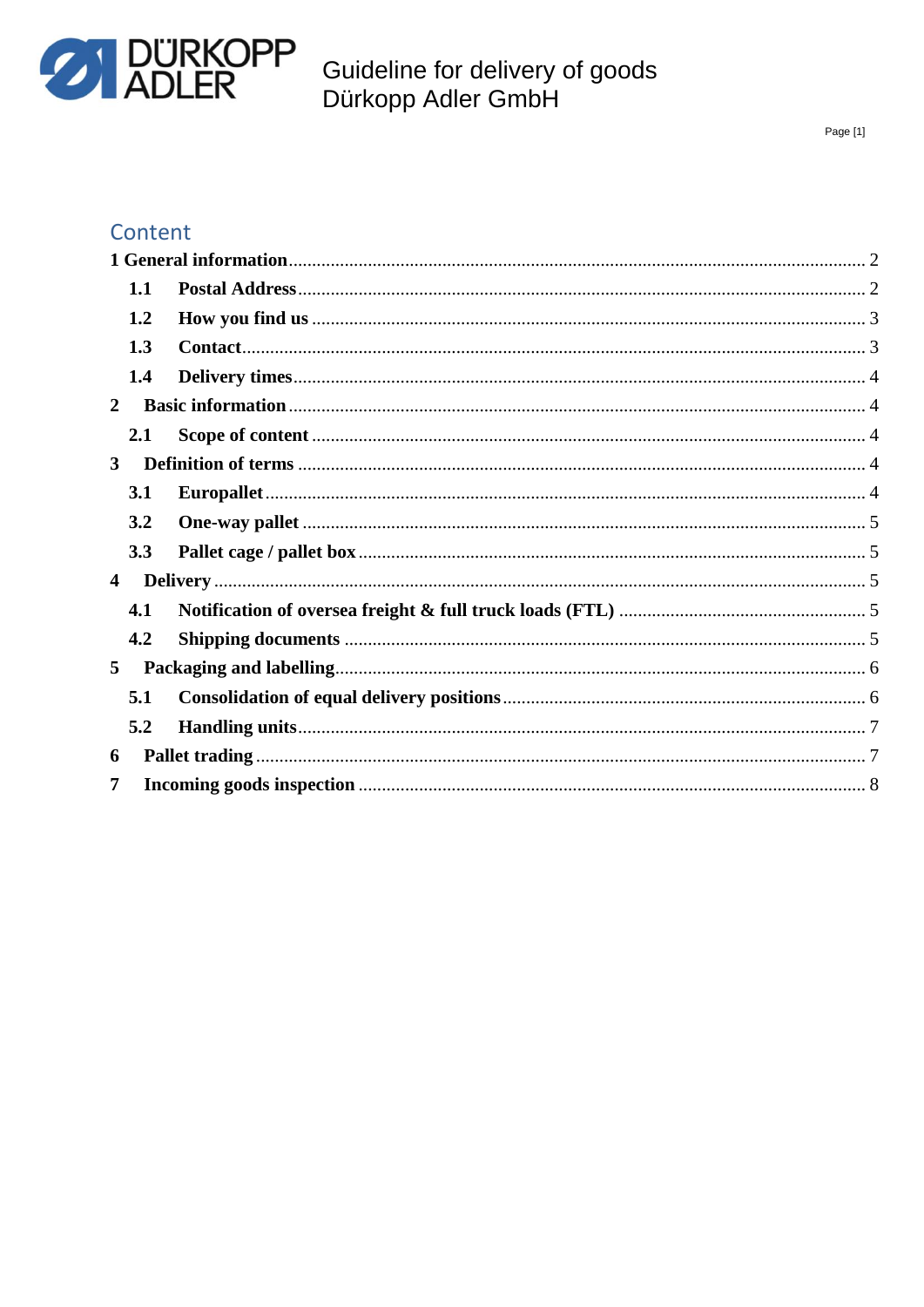# Guideline for delivery of goods
# Dürkopp Adler GmbH

## Content

**1 General information** ........ 2

- **1.1 Postal Address** ........ 2
- **1.2 How you find us** ........ 3
- **1.3 Contact** ........ 3
- **1.4 Delivery times** ........ 4

**2 Basic information** ........ 4

- **2.1 Scope of content** ........ 4

**3 Definition of terms** ........ 4

- **3.1 Europallet** ........ 4
- **3.2 One-way pallet** ........ 5
- **3.3 Pallet cage / pallet box** ........ 5

**4 Delivery** ........ 5

- **4.1 Notification of oversea freight & full truck loads (FTL)** ........ 5
- **4.2 Shipping documents** ........ 5

**5 Packaging and labelling** ........ 6

- **5.1 Consolidation of equal delivery positions** ........ 6
- **5.2 Handling units** ........ 7

**6 Pallet trading** ........ 7

**7 Incoming goods inspection** ........ 8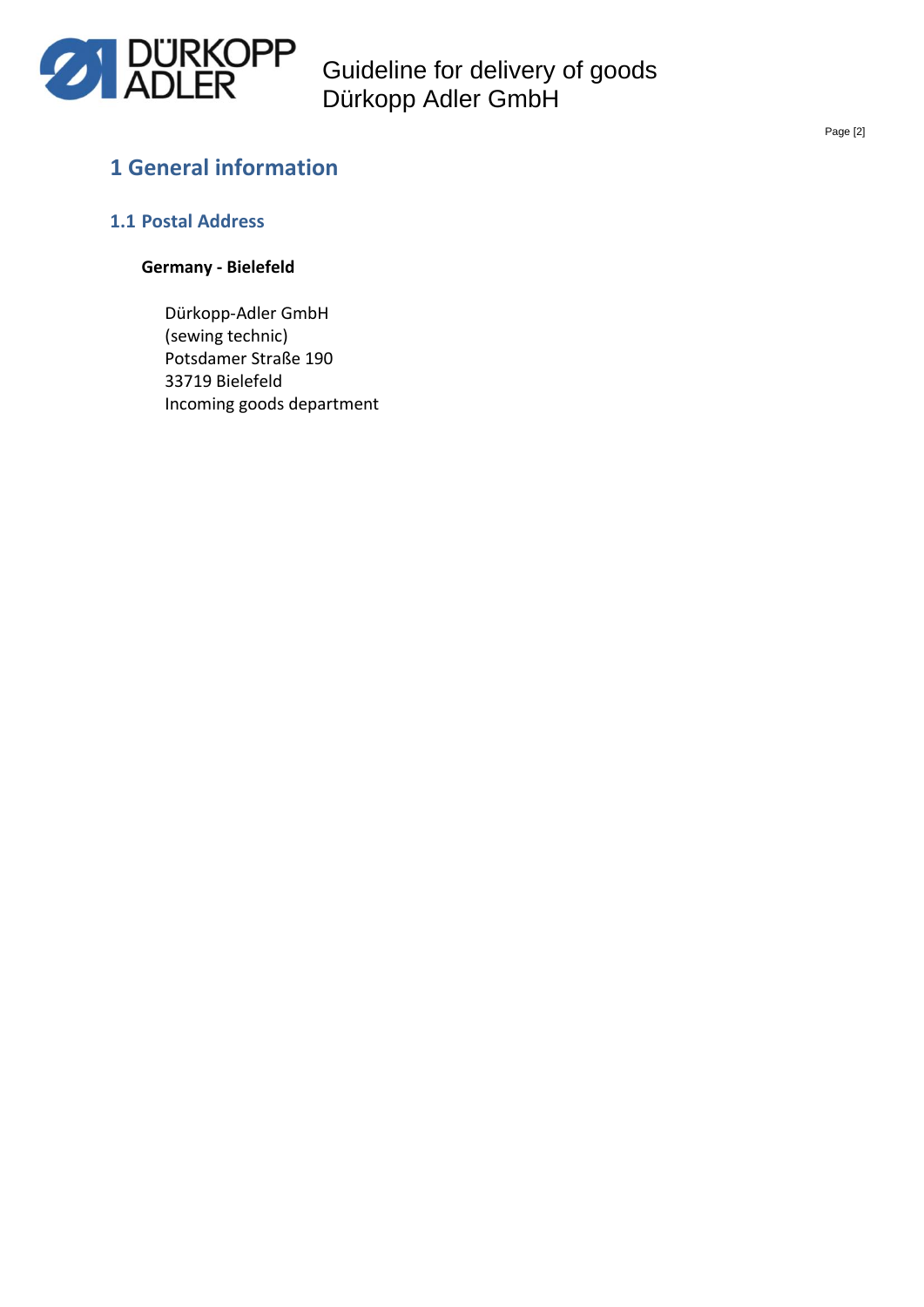# 1 General information

## 1.1 Postal Address

**Germany - Bielefeld**

Dürkopp-Adler GmbH
(sewing technic)
Potsdamer Straße 190
33719 Bielefeld
Incoming goods department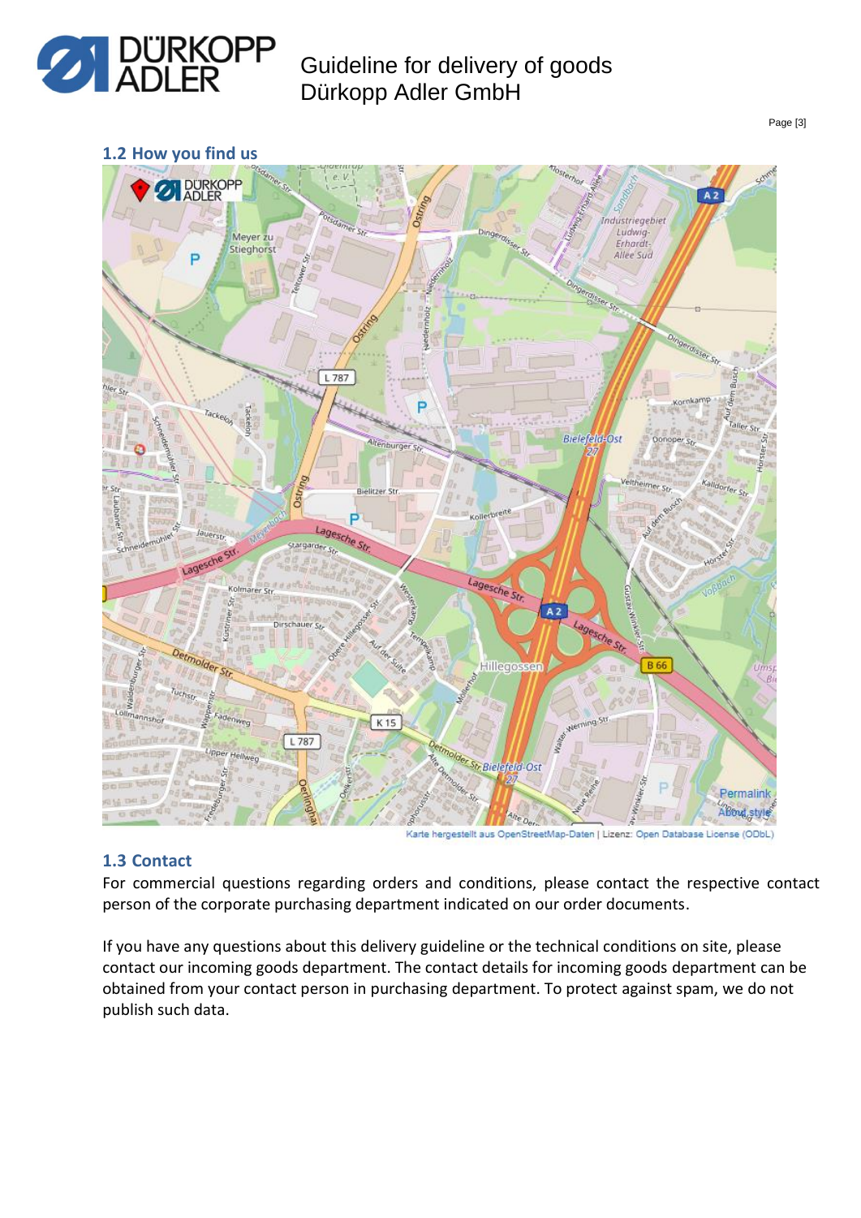## 1.2 How you find us

Karte hergestellt aus OpenStreetMap-Daten | Lizenz: Open Database License (ODbL)

## 1.3 Contact

For commercial questions regarding orders and conditions, please contact the respective contact person of the corporate purchasing department indicated on our order documents.

If you have any questions about this delivery guideline or the technical conditions on site, please contact our incoming goods department. The contact details for incoming goods department can be obtained from your contact person in purchasing department. To protect against spam, we do not publish such data.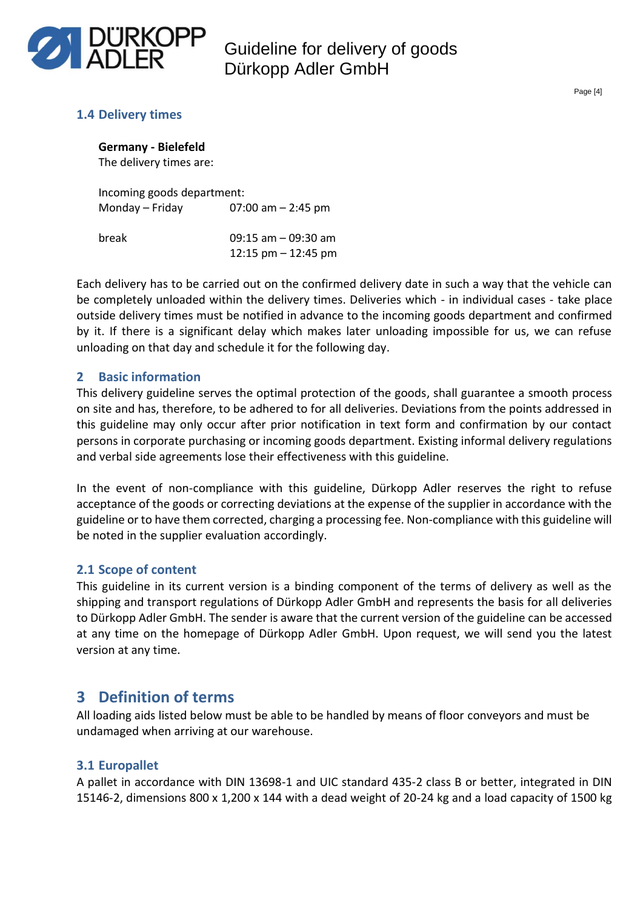## 1.4 Delivery times

**Germany - Bielefeld**
The delivery times are:

Incoming goods department:

| | |
|---|---|
| Monday – Friday | 07:00 am – 2:45 pm |
| break | 09:15 am – 09:30 am<br>12:15 pm – 12:45 pm |

Each delivery has to be carried out on the confirmed delivery date in such a way that the vehicle can be completely unloaded within the delivery times. Deliveries which - in individual cases - take place outside delivery times must be notified in advance to the incoming goods department and confirmed by it. If there is a significant delay which makes later unloading impossible for us, we can refuse unloading on that day and schedule it for the following day.

## 2 Basic information

This delivery guideline serves the optimal protection of the goods, shall guarantee a smooth process on site and has, therefore, to be adhered to for all deliveries. Deviations from the points addressed in this guideline may only occur after prior notification in text form and confirmation by our contact persons in corporate purchasing or incoming goods department. Existing informal delivery regulations and verbal side agreements lose their effectiveness with this guideline.

In the event of non-compliance with this guideline, Dürkopp Adler reserves the right to refuse acceptance of the goods or correcting deviations at the expense of the supplier in accordance with the guideline or to have them corrected, charging a processing fee. Non-compliance with this guideline will be noted in the supplier evaluation accordingly.

### 2.1 Scope of content

This guideline in its current version is a binding component of the terms of delivery as well as the shipping and transport regulations of Dürkopp Adler GmbH and represents the basis for all deliveries to Dürkopp Adler GmbH. The sender is aware that the current version of the guideline can be accessed at any time on the homepage of Dürkopp Adler GmbH. Upon request, we will send you the latest version at any time.

# 3 Definition of terms

All loading aids listed below must be able to be handled by means of floor conveyors and must be undamaged when arriving at our warehouse.

### 3.1 Europallet

A pallet in accordance with DIN 13698-1 and UIC standard 435-2 class B or better, integrated in DIN 15146-2, dimensions 800 x 1,200 x 144 with a dead weight of 20-24 kg and a load capacity of 1500 kg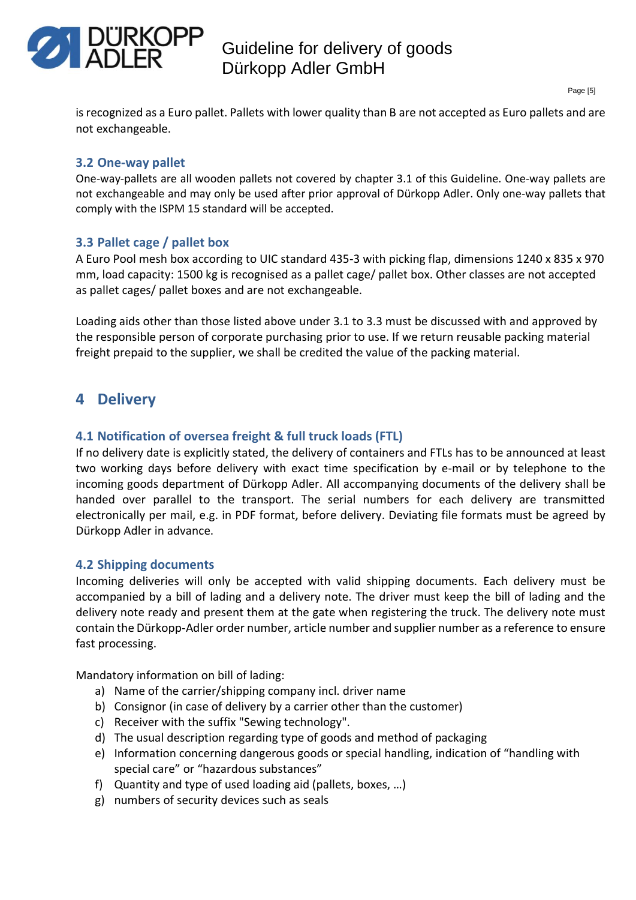is recognized as a Euro pallet. Pallets with lower quality than B are not accepted as Euro pallets and are not exchangeable.

### 3.2 One-way pallet

One-way-pallets are all wooden pallets not covered by chapter 3.1 of this Guideline. One-way pallets are not exchangeable and may only be used after prior approval of Dürkopp Adler. Only one-way pallets that comply with the ISPM 15 standard will be accepted.

### 3.3 Pallet cage / pallet box

A Euro Pool mesh box according to UIC standard 435-3 with picking flap, dimensions 1240 x 835 x 970 mm, load capacity: 1500 kg is recognised as a pallet cage/ pallet box. Other classes are not accepted as pallet cages/ pallet boxes and are not exchangeable.

Loading aids other than those listed above under 3.1 to 3.3 must be discussed with and approved by the responsible person of corporate purchasing prior to use. If we return reusable packing material freight prepaid to the supplier, we shall be credited the value of the packing material.

## 4 Delivery

### 4.1 Notification of oversea freight & full truck loads (FTL)

If no delivery date is explicitly stated, the delivery of containers and FTLs has to be announced at least two working days before delivery with exact time specification by e-mail or by telephone to the incoming goods department of Dürkopp Adler. All accompanying documents of the delivery shall be handed over parallel to the transport. The serial numbers for each delivery are transmitted electronically per mail, e.g. in PDF format, before delivery. Deviating file formats must be agreed by Dürkopp Adler in advance.

### 4.2 Shipping documents

Incoming deliveries will only be accepted with valid shipping documents. Each delivery must be accompanied by a bill of lading and a delivery note. The driver must keep the bill of lading and the delivery note ready and present them at the gate when registering the truck. The delivery note must contain the Dürkopp-Adler order number, article number and supplier number as a reference to ensure fast processing.

Mandatory information on bill of lading:

a) Name of the carrier/shipping company incl. driver name
b) Consignor (in case of delivery by a carrier other than the customer)
c) Receiver with the suffix "Sewing technology".
d) The usual description regarding type of goods and method of packaging
e) Information concerning dangerous goods or special handling, indication of “handling with special care” or “hazardous substances”
f) Quantity and type of used loading aid (pallets, boxes, …)
g) numbers of security devices such as seals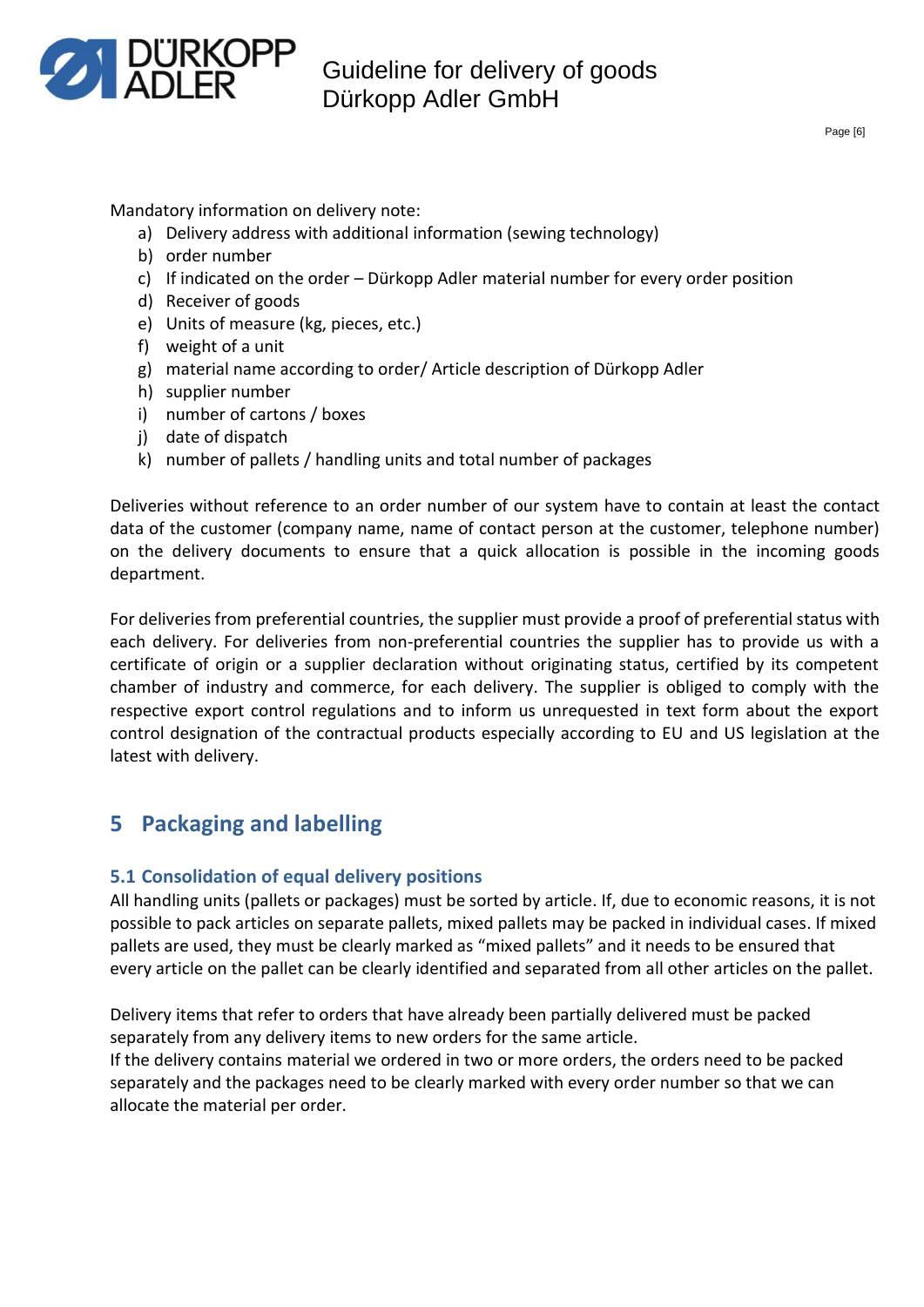Mandatory information on delivery note:

a) Delivery address with additional information (sewing technology)
b) order number
c) If indicated on the order – Dürkopp Adler material number for every order position
d) Receiver of goods
e) Units of measure (kg, pieces, etc.)
f) weight of a unit
g) material name according to order/ Article description of Dürkopp Adler
h) supplier number
i) number of cartons / boxes
j) date of dispatch
k) number of pallets / handling units and total number of packages

Deliveries without reference to an order number of our system have to contain at least the contact data of the customer (company name, name of contact person at the customer, telephone number) on the delivery documents to ensure that a quick allocation is possible in the incoming goods department.

For deliveries from preferential countries, the supplier must provide a proof of preferential status with each delivery. For deliveries from non-preferential countries the supplier has to provide us with a certificate of origin or a supplier declaration without originating status, certified by its competent chamber of industry and commerce, for each delivery. The supplier is obliged to comply with the respective export control regulations and to inform us unrequested in text form about the export control designation of the contractual products especially according to EU and US legislation at the latest with delivery.

# 5 Packaging and labelling

## 5.1 Consolidation of equal delivery positions

All handling units (pallets or packages) must be sorted by article. If, due to economic reasons, it is not possible to pack articles on separate pallets, mixed pallets may be packed in individual cases. If mixed pallets are used, they must be clearly marked as "mixed pallets" and it needs to be ensured that every article on the pallet can be clearly identified and separated from all other articles on the pallet.

Delivery items that refer to orders that have already been partially delivered must be packed separately from any delivery items to new orders for the same article.
If the delivery contains material we ordered in two or more orders, the orders need to be packed separately and the packages need to be clearly marked with every order number so that we can allocate the material per order.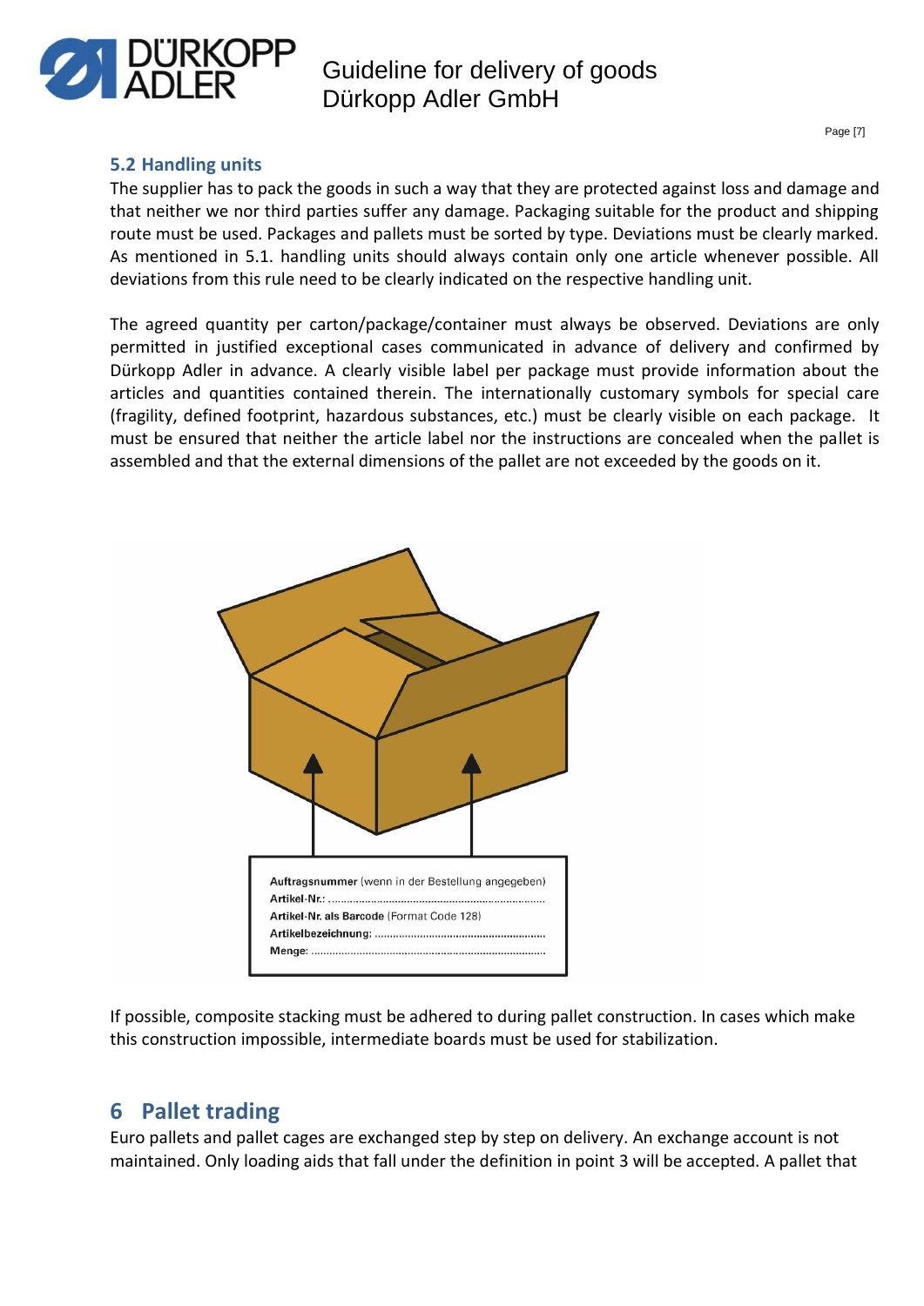### 5.2 Handling units

The supplier has to pack the goods in such a way that they are protected against loss and damage and that neither we nor third parties suffer any damage. Packaging suitable for the product and shipping route must be used. Packages and pallets must be sorted by type. Deviations must be clearly marked. As mentioned in 5.1. handling units should always contain only one article whenever possible. All deviations from this rule need to be clearly indicated on the respective handling unit.

The agreed quantity per carton/package/container must always be observed. Deviations are only permitted in justified exceptional cases communicated in advance of delivery and confirmed by Dürkopp Adler in advance. A clearly visible label per package must provide information about the articles and quantities contained therein. The internationally customary symbols for special care (fragility, defined footprint, hazardous substances, etc.) must be clearly visible on each package. It must be ensured that neither the article label nor the instructions are concealed when the pallet is assembled and that the external dimensions of the pallet are not exceeded by the goods on it.

**Auftragsnummer** (wenn in der Bestellung angegeben)
**Artikel-Nr.:** ..........................................................................
**Artikel-Nr. als Barcode** (Format Code 128)
**Artikelbezeichnung:** ........................................................
**Menge:** .............................................................................

If possible, composite stacking must be adhered to during pallet construction. In cases which make this construction impossible, intermediate boards must be used for stabilization.

## 6 Pallet trading

Euro pallets and pallet cages are exchanged step by step on delivery. An exchange account is not maintained. Only loading aids that fall under the definition in point 3 will be accepted. A pallet that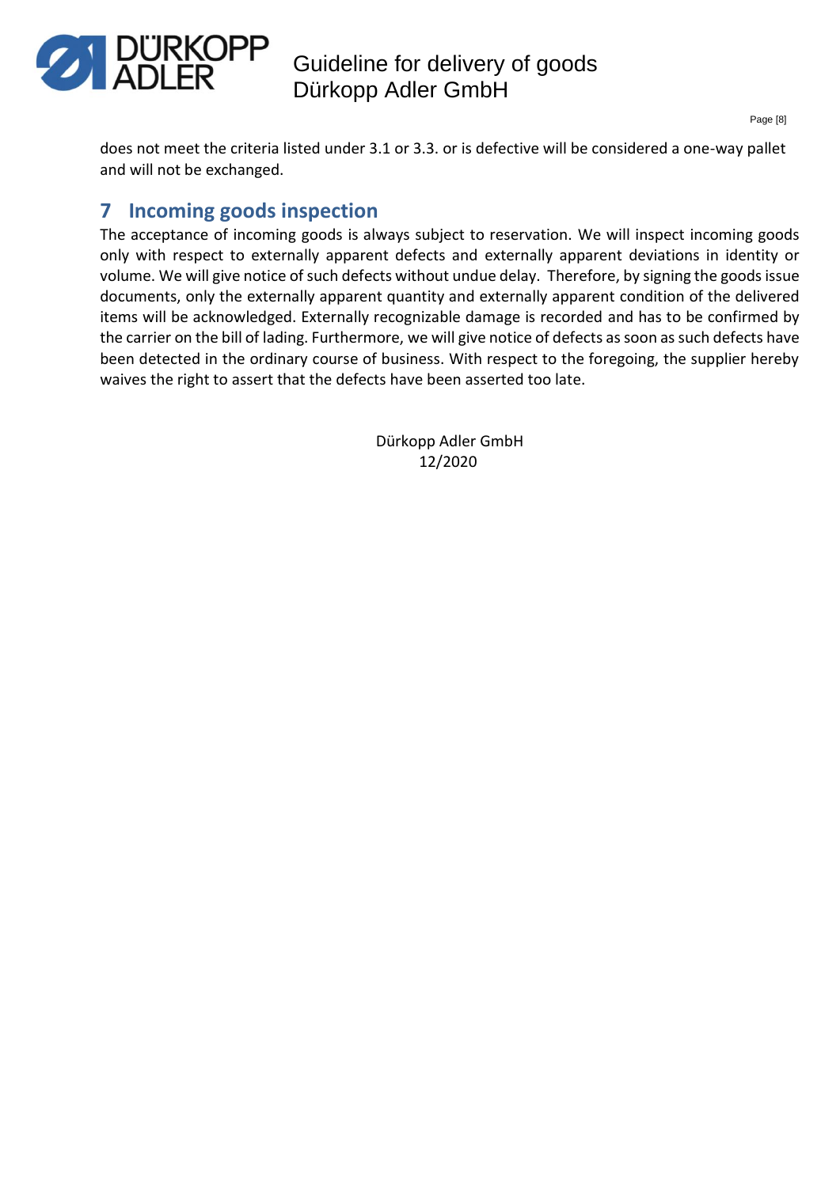does not meet the criteria listed under 3.1 or 3.3. or is defective will be considered a one-way pallet and will not be exchanged.

## 7 Incoming goods inspection

The acceptance of incoming goods is always subject to reservation. We will inspect incoming goods only with respect to externally apparent defects and externally apparent deviations in identity or volume. We will give notice of such defects without undue delay. Therefore, by signing the goods issue documents, only the externally apparent quantity and externally apparent condition of the delivered items will be acknowledged. Externally recognizable damage is recorded and has to be confirmed by the carrier on the bill of lading. Furthermore, we will give notice of defects as soon as such defects have been detected in the ordinary course of business. With respect to the foregoing, the supplier hereby waives the right to assert that the defects have been asserted too late.

Dürkopp Adler GmbH
12/2020